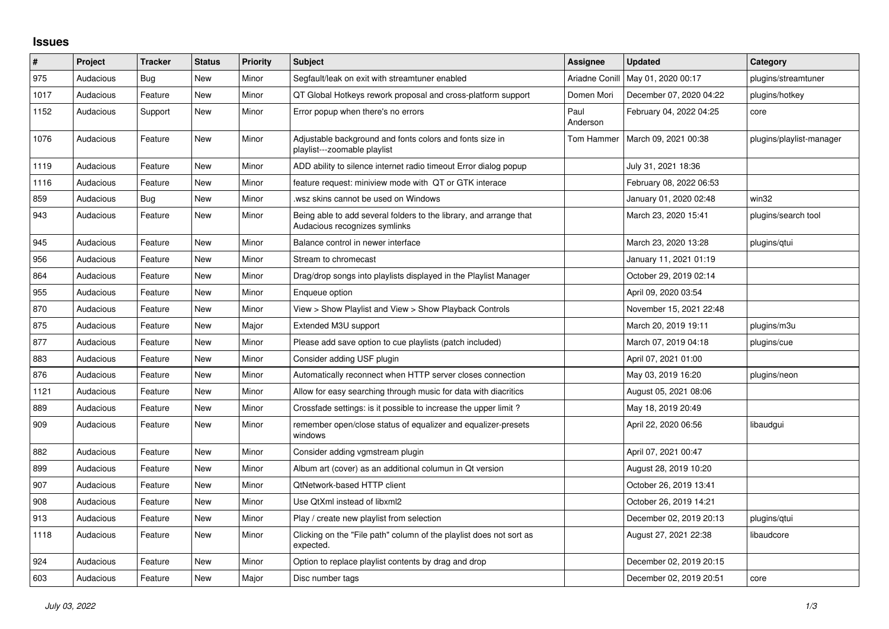# Issues

| # | Project | Tracker | Status | Priority | Subject | Assignee | Updated | Category |
|---|---|---|---|---|---|---|---|---|
| 975 | Audacious | Bug | New | Minor | Segfault/leak on exit with streamtuner enabled | Ariadne Conill | May 01, 2020 00:17 | plugins/streamtuner |
| 1017 | Audacious | Feature | New | Minor | QT Global Hotkeys rework proposal and cross-platform support | Domen Mori | December 07, 2020 04:22 | plugins/hotkey |
| 1152 | Audacious | Support | New | Minor | Error popup when there's no errors | Paul Anderson | February 04, 2022 04:25 | core |
| 1076 | Audacious | Feature | New | Minor | Adjustable background and fonts colors and fonts size in playlist---zoomable playlist | Tom Hammer | March 09, 2021 00:38 | plugins/playlist-manager |
| 1119 | Audacious | Feature | New | Minor | ADD ability to silence internet radio timeout Error dialog popup | | July 31, 2021 18:36 | |
| 1116 | Audacious | Feature | New | Minor | feature request: miniview mode with QT or GTK interace | | February 08, 2022 06:53 | |
| 859 | Audacious | Bug | New | Minor | .wsz skins cannot be used on Windows | | January 01, 2020 02:48 | win32 |
| 943 | Audacious | Feature | New | Minor | Being able to add several folders to the library, and arrange that Audacious recognizes symlinks | | March 23, 2020 15:41 | plugins/search tool |
| 945 | Audacious | Feature | New | Minor | Balance control in newer interface | | March 23, 2020 13:28 | plugins/qtui |
| 956 | Audacious | Feature | New | Minor | Stream to chromecast | | January 11, 2021 01:19 | |
| 864 | Audacious | Feature | New | Minor | Drag/drop songs into playlists displayed in the Playlist Manager | | October 29, 2019 02:14 | |
| 955 | Audacious | Feature | New | Minor | Enqueue option | | April 09, 2020 03:54 | |
| 870 | Audacious | Feature | New | Minor | View > Show Playlist and View > Show Playback Controls | | November 15, 2021 22:48 | |
| 875 | Audacious | Feature | New | Major | Extended M3U support | | March 20, 2019 19:11 | plugins/m3u |
| 877 | Audacious | Feature | New | Minor | Please add save option to cue playlists (patch included) | | March 07, 2019 04:18 | plugins/cue |
| 883 | Audacious | Feature | New | Minor | Consider adding USF plugin | | April 07, 2021 01:00 | |
| 876 | Audacious | Feature | New | Minor | Automatically reconnect when HTTP server closes connection | | May 03, 2019 16:20 | plugins/neon |
| 1121 | Audacious | Feature | New | Minor | Allow for easy searching through music for data with diacritics | | August 05, 2021 08:06 | |
| 889 | Audacious | Feature | New | Minor | Crossfade settings: is it possible to increase the upper limit ? | | May 18, 2019 20:49 | |
| 909 | Audacious | Feature | New | Minor | remember open/close status of equalizer and equalizer-presets windows | | April 22, 2020 06:56 | libaudgui |
| 882 | Audacious | Feature | New | Minor | Consider adding vgmstream plugin | | April 07, 2021 00:47 | |
| 899 | Audacious | Feature | New | Minor | Album art (cover) as an additional columun in Qt version | | August 28, 2019 10:20 | |
| 907 | Audacious | Feature | New | Minor | QtNetwork-based HTTP client | | October 26, 2019 13:41 | |
| 908 | Audacious | Feature | New | Minor | Use QtXml instead of libxml2 | | October 26, 2019 14:21 | |
| 913 | Audacious | Feature | New | Minor | Play / create new playlist from selection | | December 02, 2019 20:13 | plugins/qtui |
| 1118 | Audacious | Feature | New | Minor | Clicking on the "File path" column of the playlist does not sort as expected. | | August 27, 2021 22:38 | libaudcore |
| 924 | Audacious | Feature | New | Minor | Option to replace playlist contents by drag and drop | | December 02, 2019 20:15 | |
| 603 | Audacious | Feature | New | Major | Disc number tags | | December 02, 2019 20:51 | core |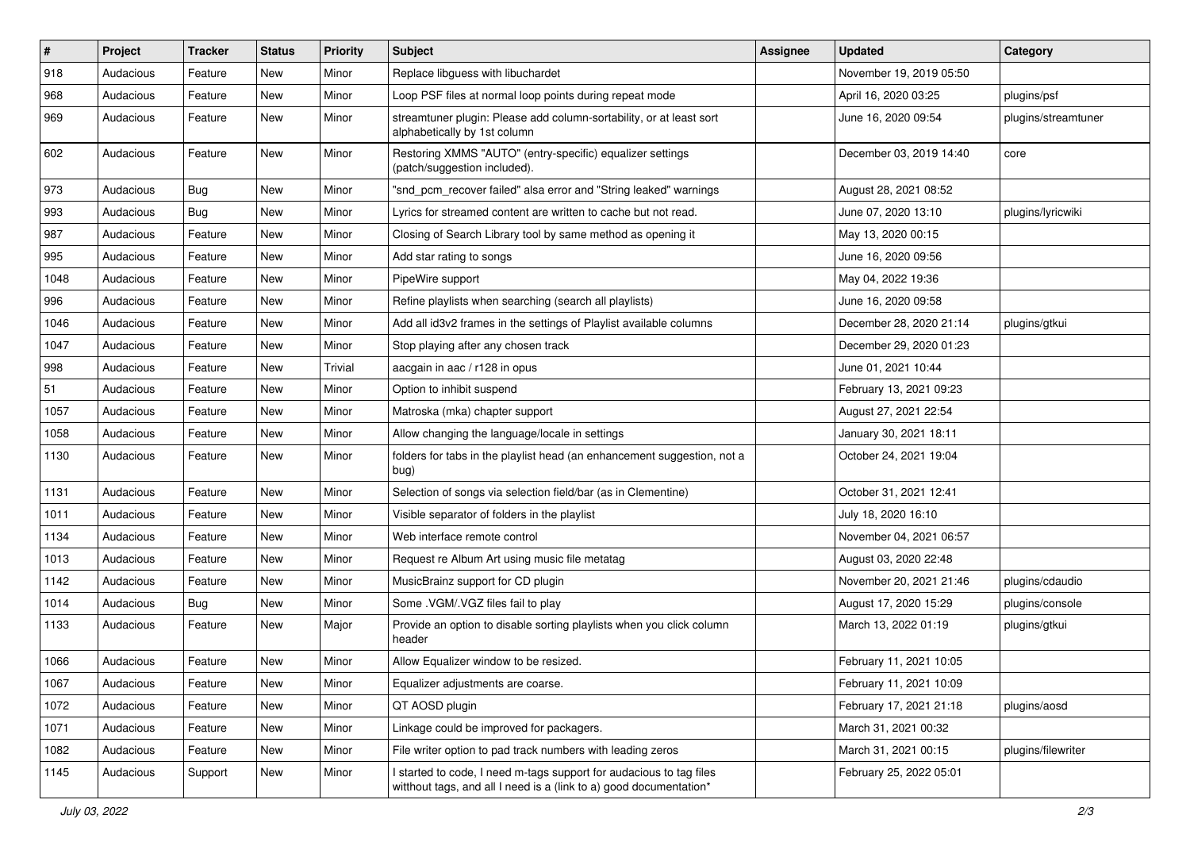| # | Project | Tracker | Status | Priority | Subject | Assignee | Updated | Category |
|---|---|---|---|---|---|---|---|---|
| 918 | Audacious | Feature | New | Minor | Replace libguess with libuchardet | | November 19, 2019 05:50 | |
| 968 | Audacious | Feature | New | Minor | Loop PSF files at normal loop points during repeat mode | | April 16, 2020 03:25 | plugins/psf |
| 969 | Audacious | Feature | New | Minor | streamtuner plugin: Please add column-sortability, or at least sort alphabetically by 1st column | | June 16, 2020 09:54 | plugins/streamtuner |
| 602 | Audacious | Feature | New | Minor | Restoring XMMS "AUTO" (entry-specific) equalizer settings (patch/suggestion included). | | December 03, 2019 14:40 | core |
| 973 | Audacious | Bug | New | Minor | "snd_pcm_recover failed" alsa error and "String leaked" warnings | | August 28, 2021 08:52 | |
| 993 | Audacious | Bug | New | Minor | Lyrics for streamed content are written to cache but not read. | | June 07, 2020 13:10 | plugins/lyricwiki |
| 987 | Audacious | Feature | New | Minor | Closing of Search Library tool by same method as opening it | | May 13, 2020 00:15 | |
| 995 | Audacious | Feature | New | Minor | Add star rating to songs | | June 16, 2020 09:56 | |
| 1048 | Audacious | Feature | New | Minor | PipeWire support | | May 04, 2022 19:36 | |
| 996 | Audacious | Feature | New | Minor | Refine playlists when searching (search all playlists) | | June 16, 2020 09:58 | |
| 1046 | Audacious | Feature | New | Minor | Add all id3v2 frames in the settings of Playlist available columns | | December 28, 2020 21:14 | plugins/gtkui |
| 1047 | Audacious | Feature | New | Minor | Stop playing after any chosen track | | December 29, 2020 01:23 | |
| 998 | Audacious | Feature | New | Trivial | aacgain in aac / r128 in opus | | June 01, 2021 10:44 | |
| 51 | Audacious | Feature | New | Minor | Option to inhibit suspend | | February 13, 2021 09:23 | |
| 1057 | Audacious | Feature | New | Minor | Matroska (mka) chapter support | | August 27, 2021 22:54 | |
| 1058 | Audacious | Feature | New | Minor | Allow changing the language/locale in settings | | January 30, 2021 18:11 | |
| 1130 | Audacious | Feature | New | Minor | folders for tabs in the playlist head (an enhancement suggestion, not a bug) | | October 24, 2021 19:04 | |
| 1131 | Audacious | Feature | New | Minor | Selection of songs via selection field/bar (as in Clementine) | | October 31, 2021 12:41 | |
| 1011 | Audacious | Feature | New | Minor | Visible separator of folders in the playlist | | July 18, 2020 16:10 | |
| 1134 | Audacious | Feature | New | Minor | Web interface remote control | | November 04, 2021 06:57 | |
| 1013 | Audacious | Feature | New | Minor | Request re Album Art using music file metatag | | August 03, 2020 22:48 | |
| 1142 | Audacious | Feature | New | Minor | MusicBrainz support for CD plugin | | November 20, 2021 21:46 | plugins/cdaudio |
| 1014 | Audacious | Bug | New | Minor | Some .VGM/.VGZ files fail to play | | August 17, 2020 15:29 | plugins/console |
| 1133 | Audacious | Feature | New | Major | Provide an option to disable sorting playlists when you click column header | | March 13, 2022 01:19 | plugins/gtkui |
| 1066 | Audacious | Feature | New | Minor | Allow Equalizer window to be resized. | | February 11, 2021 10:05 | |
| 1067 | Audacious | Feature | New | Minor | Equalizer adjustments are coarse. | | February 11, 2021 10:09 | |
| 1072 | Audacious | Feature | New | Minor | QT AOSD plugin | | February 17, 2021 21:18 | plugins/aosd |
| 1071 | Audacious | Feature | New | Minor | Linkage could be improved for packagers. | | March 31, 2021 00:32 | |
| 1082 | Audacious | Feature | New | Minor | File writer option to pad track numbers with leading zeros | | March 31, 2021 00:15 | plugins/filewriter |
| 1145 | Audacious | Support | New | Minor | I started to code, I need m-tags support for audacious to tag files witthout tags, and all I need is a (link to a) good documentation* | | February 25, 2022 05:01 | |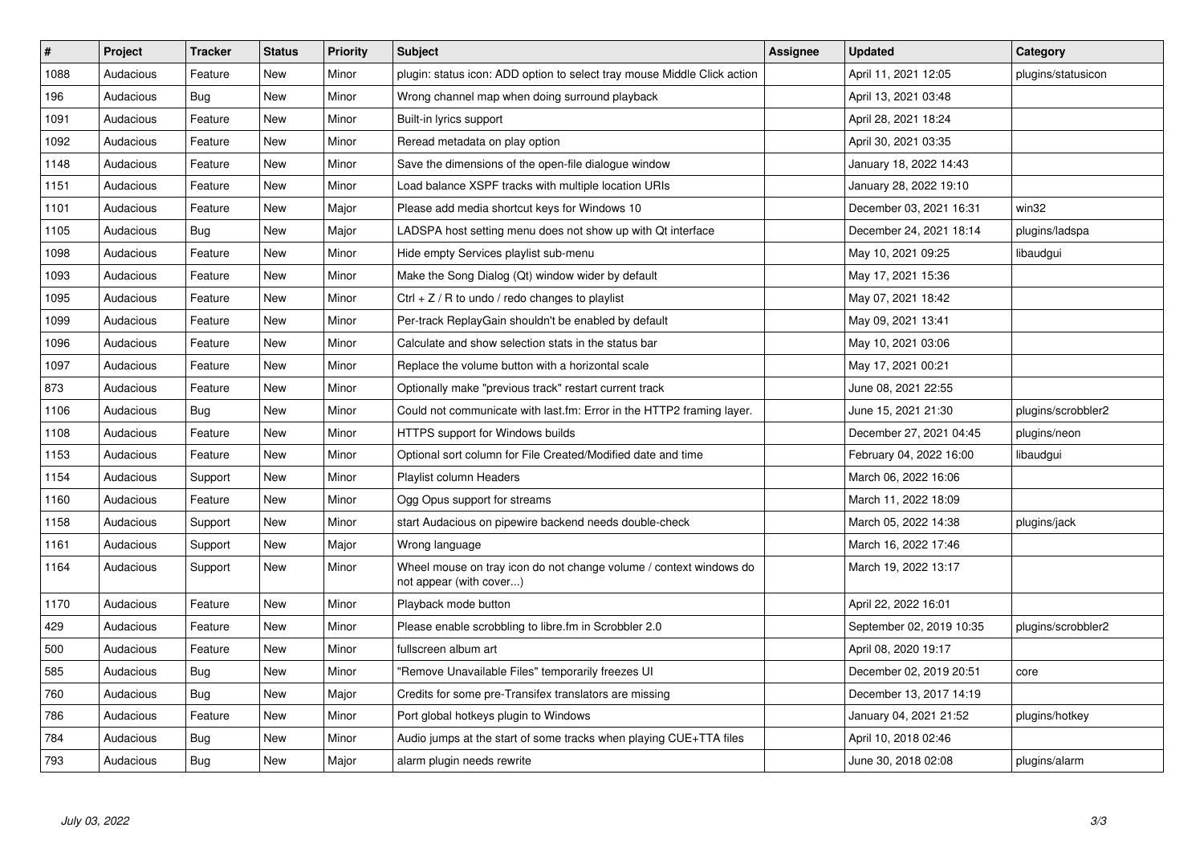| # | Project | Tracker | Status | Priority | Subject | Assignee | Updated | Category |
|---|---|---|---|---|---|---|---|---|
| 1088 | Audacious | Feature | New | Minor | plugin: status icon: ADD option to select tray mouse Middle Click action | | April 11, 2021 12:05 | plugins/statusicon |
| 196 | Audacious | Bug | New | Minor | Wrong channel map when doing surround playback | | April 13, 2021 03:48 | |
| 1091 | Audacious | Feature | New | Minor | Built-in lyrics support | | April 28, 2021 18:24 | |
| 1092 | Audacious | Feature | New | Minor | Reread metadata on play option | | April 30, 2021 03:35 | |
| 1148 | Audacious | Feature | New | Minor | Save the dimensions of the open-file dialogue window | | January 18, 2022 14:43 | |
| 1151 | Audacious | Feature | New | Minor | Load balance XSPF tracks with multiple location URIs | | January 28, 2022 19:10 | |
| 1101 | Audacious | Feature | New | Major | Please add media shortcut keys for Windows 10 | | December 03, 2021 16:31 | win32 |
| 1105 | Audacious | Bug | New | Major | LADSPA host setting menu does not show up with Qt interface | | December 24, 2021 18:14 | plugins/ladspa |
| 1098 | Audacious | Feature | New | Minor | Hide empty Services playlist sub-menu | | May 10, 2021 09:25 | libaudgui |
| 1093 | Audacious | Feature | New | Minor | Make the Song Dialog (Qt) window wider by default | | May 17, 2021 15:36 | |
| 1095 | Audacious | Feature | New | Minor | Ctrl + Z / R to undo / redo changes to playlist | | May 07, 2021 18:42 | |
| 1099 | Audacious | Feature | New | Minor | Per-track ReplayGain shouldn't be enabled by default | | May 09, 2021 13:41 | |
| 1096 | Audacious | Feature | New | Minor | Calculate and show selection stats in the status bar | | May 10, 2021 03:06 | |
| 1097 | Audacious | Feature | New | Minor | Replace the volume button with a horizontal scale | | May 17, 2021 00:21 | |
| 873 | Audacious | Feature | New | Minor | Optionally make "previous track" restart current track | | June 08, 2021 22:55 | |
| 1106 | Audacious | Bug | New | Minor | Could not communicate with last.fm: Error in the HTTP2 framing layer. | | June 15, 2021 21:30 | plugins/scrobbler2 |
| 1108 | Audacious | Feature | New | Minor | HTTPS support for Windows builds | | December 27, 2021 04:45 | plugins/neon |
| 1153 | Audacious | Feature | New | Minor | Optional sort column for File Created/Modified date and time | | February 04, 2022 16:00 | libaudgui |
| 1154 | Audacious | Support | New | Minor | Playlist column Headers | | March 06, 2022 16:06 | |
| 1160 | Audacious | Feature | New | Minor | Ogg Opus support for streams | | March 11, 2022 18:09 | |
| 1158 | Audacious | Support | New | Minor | start Audacious on pipewire backend needs double-check | | March 05, 2022 14:38 | plugins/jack |
| 1161 | Audacious | Support | New | Major | Wrong language | | March 16, 2022 17:46 | |
| 1164 | Audacious | Support | New | Minor | Wheel mouse on tray icon do not change volume / context windows do not appear (with cover...) | | March 19, 2022 13:17 | |
| 1170 | Audacious | Feature | New | Minor | Playback mode button | | April 22, 2022 16:01 | |
| 429 | Audacious | Feature | New | Minor | Please enable scrobbling to libre.fm in Scrobbler 2.0 | | September 02, 2019 10:35 | plugins/scrobbler2 |
| 500 | Audacious | Feature | New | Minor | fullscreen album art | | April 08, 2020 19:17 | |
| 585 | Audacious | Bug | New | Minor | "Remove Unavailable Files" temporarily freezes UI | | December 02, 2019 20:51 | core |
| 760 | Audacious | Bug | New | Major | Credits for some pre-Transifex translators are missing | | December 13, 2017 14:19 | |
| 786 | Audacious | Feature | New | Minor | Port global hotkeys plugin to Windows | | January 04, 2021 21:52 | plugins/hotkey |
| 784 | Audacious | Bug | New | Minor | Audio jumps at the start of some tracks when playing CUE+TTA files | | April 10, 2018 02:46 | |
| 793 | Audacious | Bug | New | Major | alarm plugin needs rewrite | | June 30, 2018 02:08 | plugins/alarm |

*July 03, 2022*